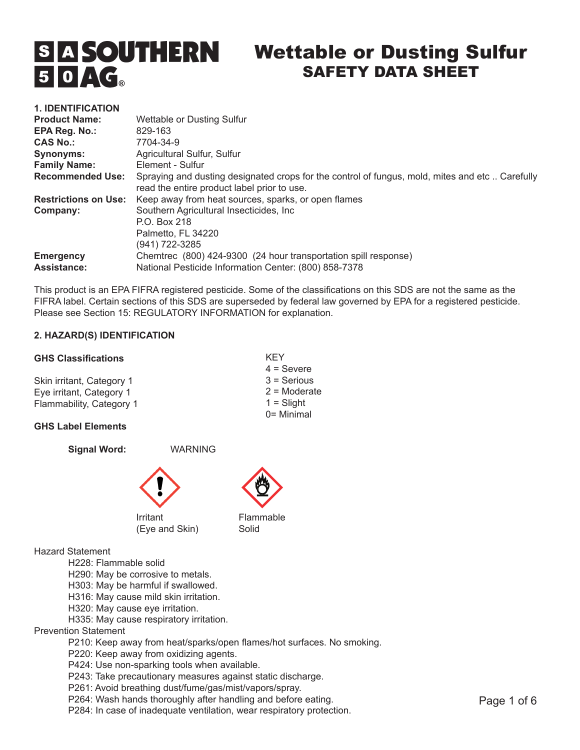# Wettable or Dusting Sulfur
## SAFETY DATA SHEET

SOUTHERN AG

**1. IDENTIFICATION**

**Product Name:** Wettable or Dusting Sulfur
**EPA Reg. No.:** 829-163
**CAS No.:** 7704-34-9
**Synonyms:** Agricultural Sulfur, Sulfur
**Family Name:** Element - Sulfur
**Recommended Use:** Spraying and dusting designated crops for the control of fungus, mold, mites and etc .. Carefully read the entire product label prior to use.
**Restrictions on Use:** Keep away from heat sources, sparks, or open flames
**Company:** Southern Agricultural Insecticides, Inc
P.O. Box 218
Palmetto, FL 34220
(941) 722-3285
**Emergency Assistance:** Chemtrec (800) 424-9300 (24 hour transportation spill response)
National Pesticide Information Center: (800) 858-7378

This product is an EPA FIFRA registered pesticide. Some of the classifications on this SDS are not the same as the FIFRA label. Certain sections of this SDS are superseded by federal law governed by EPA for a registered pesticide. Please see Section 15: REGULATORY INFORMATION for explanation.

**2. HAZARD(S) IDENTIFICATION**

**GHS Classifications**

Skin irritant, Category 1
Eye irritant, Category 1
Flammability, Category 1

KEY
4 = Severe
3 = Serious
2 = Moderate
1 = Slight
0= Minimal

**GHS Label Elements**

**Signal Word:** WARNING

Irritant (Eye and Skin)

Flammable Solid

Hazard Statement
- H228: Flammable solid
- H290: May be corrosive to metals.
- H303: May be harmful if swallowed.
- H316: May cause mild skin irritation.
- H320: May cause eye irritation.
- H335: May cause respiratory irritation.

Prevention Statement
- P210: Keep away from heat/sparks/open flames/hot surfaces. No smoking.
- P220: Keep away from oxidizing agents.
- P424: Use non-sparking tools when available.
- P243: Take precautionary measures against static discharge.
- P261: Avoid breathing dust/fume/gas/mist/vapors/spray.
- P264: Wash hands thoroughly after handling and before eating.
- P284: In case of inadequate ventilation, wear respiratory protection.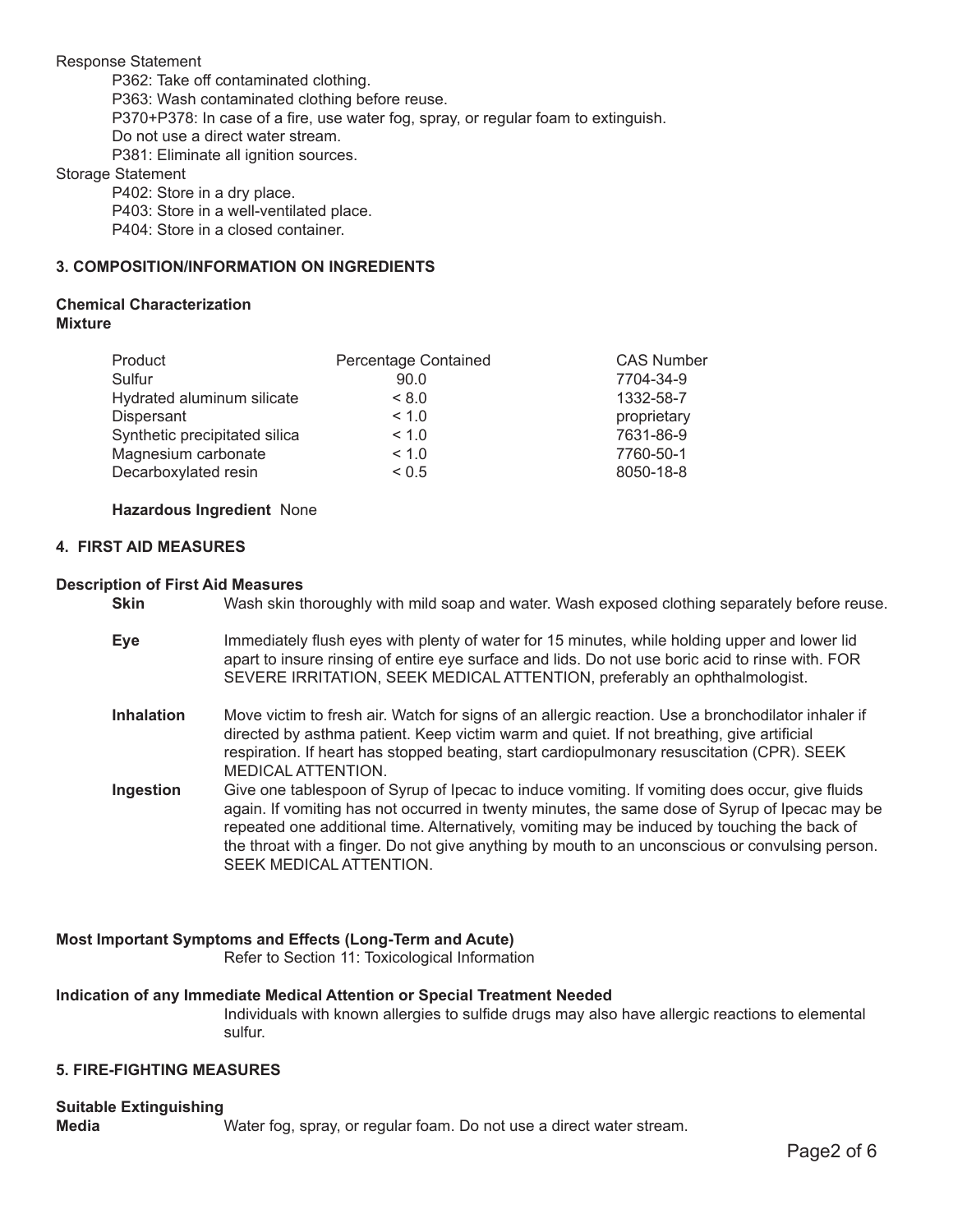Response Statement

- P362: Take off contaminated clothing.
- P363: Wash contaminated clothing before reuse.
- P370+P378: In case of a fire, use water fog, spray, or regular foam to extinguish.
- Do not use a direct water stream.
- P381: Eliminate all ignition sources.

Storage Statement

- P402: Store in a dry place.
- P403: Store in a well-ventilated place.
- P404: Store in a closed container.

## 3. COMPOSITION/INFORMATION ON INGREDIENTS

**Chemical Characterization**
**Mixture**

| Product | Percentage Contained | CAS Number |
|---|---|---|
| Sulfur | 90.0 | 7704-34-9 |
| Hydrated aluminum silicate | < 8.0 | 1332-58-7 |
| Dispersant | < 1.0 | proprietary |
| Synthetic precipitated silica | < 1.0 | 7631-86-9 |
| Magnesium carbonate | < 1.0 | 7760-50-1 |
| Decarboxylated resin | < 0.5 | 8050-18-8 |

**Hazardous Ingredient** None

## 4. FIRST AID MEASURES

**Description of First Aid Measures**

**Skin** Wash skin thoroughly with mild soap and water. Wash exposed clothing separately before reuse.

**Eye** Immediately flush eyes with plenty of water for 15 minutes, while holding upper and lower lid apart to insure rinsing of entire eye surface and lids. Do not use boric acid to rinse with. FOR SEVERE IRRITATION, SEEK MEDICAL ATTENTION, preferably an ophthalmologist.

**Inhalation** Move victim to fresh air. Watch for signs of an allergic reaction. Use a bronchodilator inhaler if directed by asthma patient. Keep victim warm and quiet. If not breathing, give artificial respiration. If heart has stopped beating, start cardiopulmonary resuscitation (CPR). SEEK MEDICAL ATTENTION.

**Ingestion** Give one tablespoon of Syrup of Ipecac to induce vomiting. If vomiting does occur, give fluids again. If vomiting has not occurred in twenty minutes, the same dose of Syrup of Ipecac may be repeated one additional time. Alternatively, vomiting may be induced by touching the back of the throat with a finger. Do not give anything by mouth to an unconscious or convulsing person. SEEK MEDICAL ATTENTION.

**Most Important Symptoms and Effects (Long-Term and Acute)**

Refer to Section 11: Toxicological Information

**Indication of any Immediate Medical Attention or Special Treatment Needed**

Individuals with known allergies to sulfide drugs may also have allergic reactions to elemental sulfur.

## 5. FIRE-FIGHTING MEASURES

**Suitable Extinguishing Media** Water fog, spray, or regular foam. Do not use a direct water stream.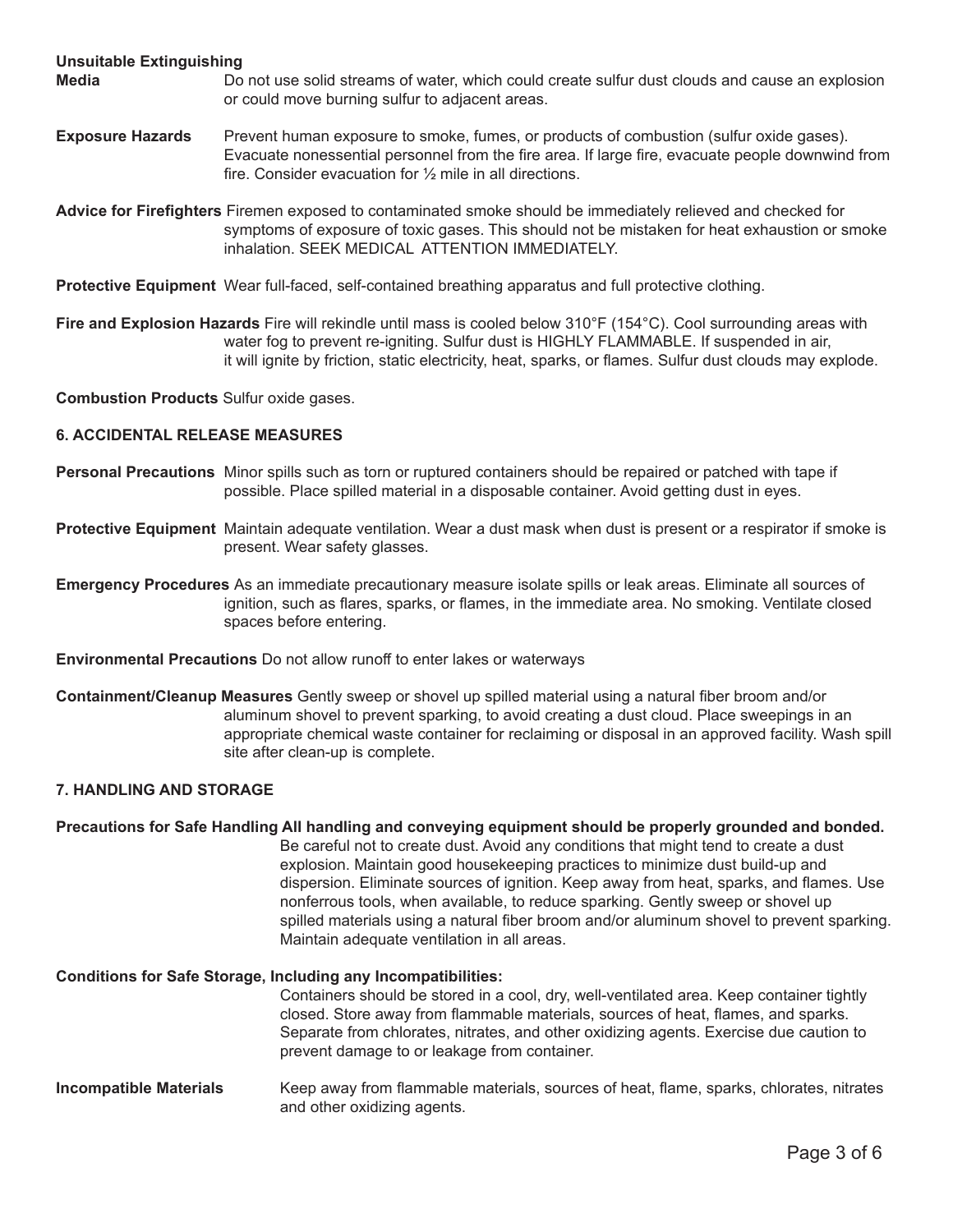**Unsuitable Extinguishing Media** Do not use solid streams of water, which could create sulfur dust clouds and cause an explosion or could move burning sulfur to adjacent areas.

**Exposure Hazards** Prevent human exposure to smoke, fumes, or products of combustion (sulfur oxide gases). Evacuate nonessential personnel from the fire area. If large fire, evacuate people downwind from fire. Consider evacuation for ½ mile in all directions.

**Advice for Firefighters** Firemen exposed to contaminated smoke should be immediately relieved and checked for symptoms of exposure of toxic gases. This should not be mistaken for heat exhaustion or smoke inhalation. SEEK MEDICAL ATTENTION IMMEDIATELY.

**Protective Equipment** Wear full-faced, self-contained breathing apparatus and full protective clothing.

**Fire and Explosion Hazards** Fire will rekindle until mass is cooled below 310°F (154°C). Cool surrounding areas with water fog to prevent re-igniting. Sulfur dust is HIGHLY FLAMMABLE. If suspended in air, it will ignite by friction, static electricity, heat, sparks, or flames. Sulfur dust clouds may explode.

**Combustion Products** Sulfur oxide gases.

## 6. ACCIDENTAL RELEASE MEASURES

**Personal Precautions** Minor spills such as torn or ruptured containers should be repaired or patched with tape if possible. Place spilled material in a disposable container. Avoid getting dust in eyes.

**Protective Equipment** Maintain adequate ventilation. Wear a dust mask when dust is present or a respirator if smoke is present. Wear safety glasses.

**Emergency Procedures** As an immediate precautionary measure isolate spills or leak areas. Eliminate all sources of ignition, such as flares, sparks, or flames, in the immediate area. No smoking. Ventilate closed spaces before entering.

**Environmental Precautions** Do not allow runoff to enter lakes or waterways

**Containment/Cleanup Measures** Gently sweep or shovel up spilled material using a natural fiber broom and/or aluminum shovel to prevent sparking, to avoid creating a dust cloud. Place sweepings in an appropriate chemical waste container for reclaiming or disposal in an approved facility. Wash spill site after clean-up is complete.

## 7. HANDLING AND STORAGE

**Precautions for Safe Handling** **All handling and conveying equipment should be properly grounded and bonded.** Be careful not to create dust. Avoid any conditions that might tend to create a dust explosion. Maintain good housekeeping practices to minimize dust build-up and dispersion. Eliminate sources of ignition. Keep away from heat, sparks, and flames. Use nonferrous tools, when available, to reduce sparking. Gently sweep or shovel up spilled materials using a natural fiber broom and/or aluminum shovel to prevent sparking. Maintain adequate ventilation in all areas.

**Conditions for Safe Storage, Including any Incompatibilities:**
Containers should be stored in a cool, dry, well-ventilated area. Keep container tightly closed. Store away from flammable materials, sources of heat, flames, and sparks. Separate from chlorates, nitrates, and other oxidizing agents. Exercise due caution to prevent damage to or leakage from container.

**Incompatible Materials** Keep away from flammable materials, sources of heat, flame, sparks, chlorates, nitrates and other oxidizing agents.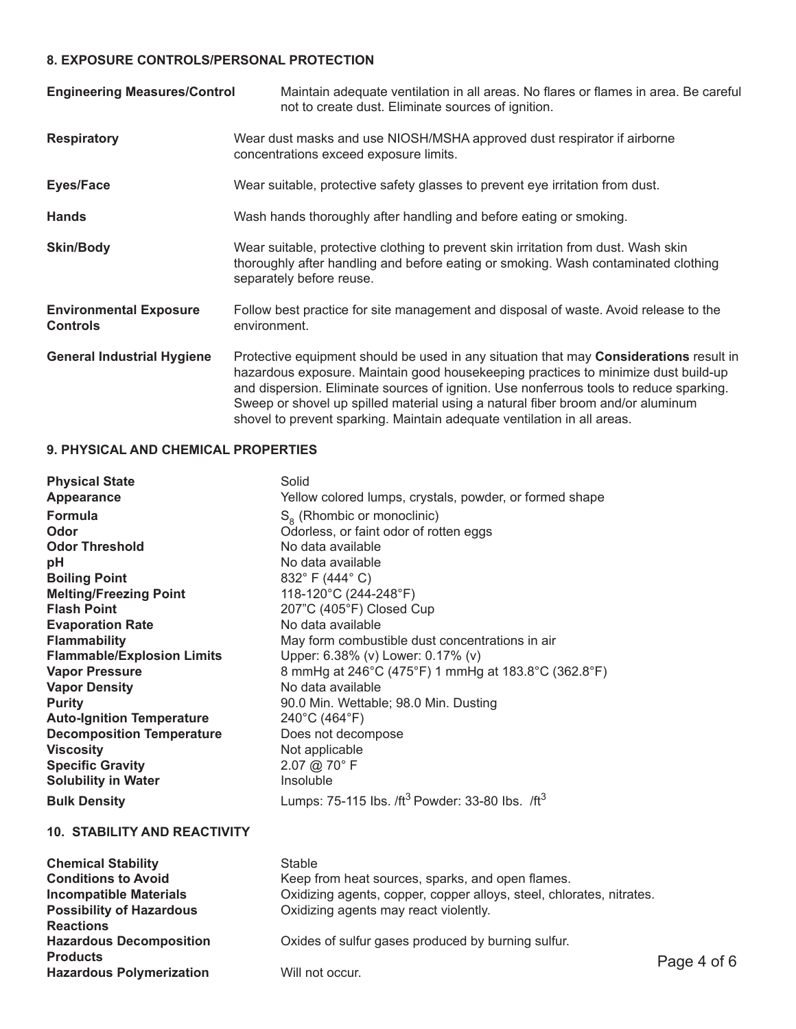## 8. EXPOSURE CONTROLS/PERSONAL PROTECTION

| | |
|---|---|
| **Engineering Measures/Control** | Maintain adequate ventilation in all areas. No flares or flames in area. Be careful not to create dust. Eliminate sources of ignition. |
| **Respiratory** | Wear dust masks and use NIOSH/MSHA approved dust respirator if airborne concentrations exceed exposure limits. |
| **Eyes/Face** | Wear suitable, protective safety glasses to prevent eye irritation from dust. |
| **Hands** | Wash hands thoroughly after handling and before eating or smoking. |
| **Skin/Body** | Wear suitable, protective clothing to prevent skin irritation from dust. Wash skin thoroughly after handling and before eating or smoking. Wash contaminated clothing separately before reuse. |
| **Environmental Exposure Controls** | Follow best practice for site management and disposal of waste. Avoid release to the environment. |
| **General Industrial Hygiene** | Protective equipment should be used in any situation that may **Considerations** result in hazardous exposure. Maintain good housekeeping practices to minimize dust build-up and dispersion. Eliminate sources of ignition. Use nonferrous tools to reduce sparking. Sweep or shovel up spilled material using a natural fiber broom and/or aluminum shovel to prevent sparking. Maintain adequate ventilation in all areas. |

## 9. PHYSICAL AND CHEMICAL PROPERTIES

| | |
|---|---|
| **Physical State** | Solid |
| **Appearance** | Yellow colored lumps, crystals, powder, or formed shape |
| **Formula** | $S_8$ (Rhombic or monoclinic) |
| **Odor** | Odorless, or faint odor of rotten eggs |
| **Odor Threshold** | No data available |
| **pH** | No data available |
| **Boiling Point** | 832° F (444° C) |
| **Melting/Freezing Point** | 118-120°C (244-248°F) |
| **Flash Point** | 207"C (405°F) Closed Cup |
| **Evaporation Rate** | No data available |
| **Flammability** | May form combustible dust concentrations in air |
| **Flammable/Explosion Limits** | Upper: 6.38% (v) Lower: 0.17% (v) |
| **Vapor Pressure** | 8 mmHg at 246°C (475°F) 1 mmHg at 183.8°C (362.8°F) |
| **Vapor Density** | No data available |
| **Purity** | 90.0 Min. Wettable; 98.0 Min. Dusting |
| **Auto-Ignition Temperature** | 240°C (464°F) |
| **Decomposition Temperature** | Does not decompose |
| **Viscosity** | Not applicable |
| **Specific Gravity** | 2.07 @ 70° F |
| **Solubility in Water** | Insoluble |
| **Bulk Density** | Lumps: 75-115 lbs. /$ft^3$ Powder: 33-80 lbs. /$ft^3$ |

## 10. STABILITY AND REACTIVITY

| | |
|---|---|
| **Chemical Stability** | Stable |
| **Conditions to Avoid** | Keep from heat sources, sparks, and open flames. |
| **Incompatible Materials** | Oxidizing agents, copper, copper alloys, steel, chlorates, nitrates. |
| **Possibility of Hazardous Reactions** | Oxidizing agents may react violently. |
| **Hazardous Decomposition Products** | Oxides of sulfur gases produced by burning sulfur. |
| **Hazardous Polymerization** | Will not occur. |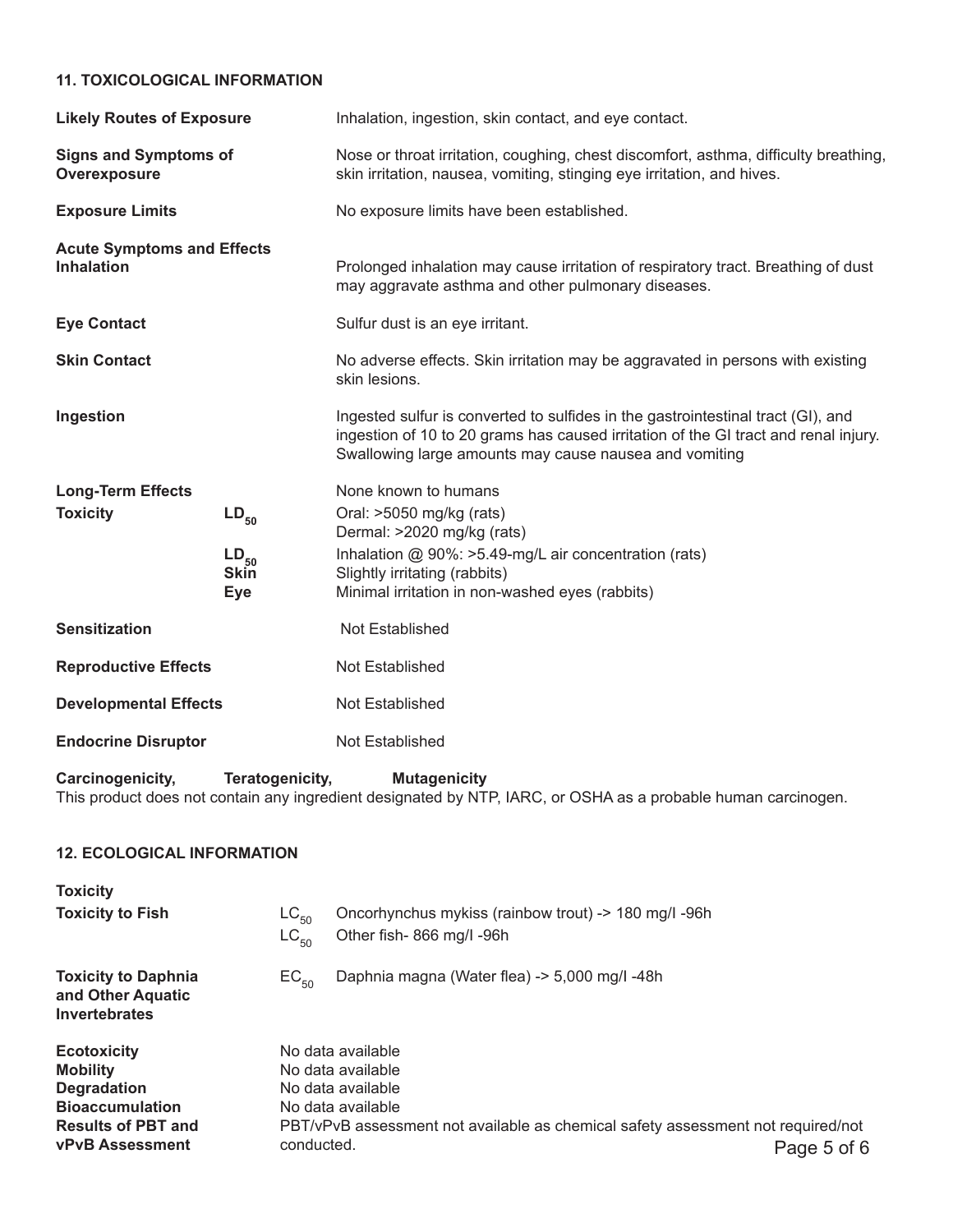## 11. TOXICOLOGICAL INFORMATION

**Likely Routes of Exposure** Inhalation, ingestion, skin contact, and eye contact.

**Signs and Symptoms of Overexposure** Nose or throat irritation, coughing, chest discomfort, asthma, difficulty breathing, skin irritation, nausea, vomiting, stinging eye irritation, and hives.

**Exposure Limits** No exposure limits have been established.

**Acute Symptoms and Effects**

**Inhalation** Prolonged inhalation may cause irritation of respiratory tract. Breathing of dust may aggravate asthma and other pulmonary diseases.

**Eye Contact** Sulfur dust is an eye irritant.

**Skin Contact** No adverse effects. Skin irritation may be aggravated in persons with existing skin lesions.

**Ingestion** Ingested sulfur is converted to sulfides in the gastrointestinal tract (GI), and ingestion of 10 to 20 grams has caused irritation of the GI tract and renal injury. Swallowing large amounts may cause nausea and vomiting

**Long-Term Effects** None known to humans

| | | |
|---|---|---|
| **Toxicity** | **$LD_{50}$** | Oral: >5050 mg/kg (rats)<br>Dermal: >2020 mg/kg (rats) |
| | **$LD_{50}$** | Inhalation @ 90%: >5.49-mg/L air concentration (rats) |
| | **Skin** | Slightly irritating (rabbits) |
| | **Eye** | Minimal irritation in non-washed eyes (rabbits) |

**Sensitization** Not Established

**Reproductive Effects** Not Established

**Developmental Effects** Not Established

**Endocrine Disruptor** Not Established

**Carcinogenicity, Teratogenicity, Mutagenicity**

This product does not contain any ingredient designated by NTP, IARC, or OSHA as a probable human carcinogen.

## 12. ECOLOGICAL INFORMATION

**Toxicity**

| | | |
|---|---|---|
| **Toxicity to Fish** | $LC_{50}$ | Oncorhynchus mykiss (rainbow trout) -> 180 mg/l -96h |
| | $LC_{50}$ | Other fish- 866 mg/l -96h |
| **Toxicity to Daphnia and Other Aquatic Invertebrates** | $EC_{50}$ | Daphnia magna (Water flea) -> 5,000 mg/l -48h |

**Ecotoxicity** No data available

**Mobility** No data available

**Degradation** No data available

**Bioaccumulation** No data available

**Results of PBT and vPvB Assessment** PBT/vPvB assessment not available as chemical safety assessment not required/not conducted.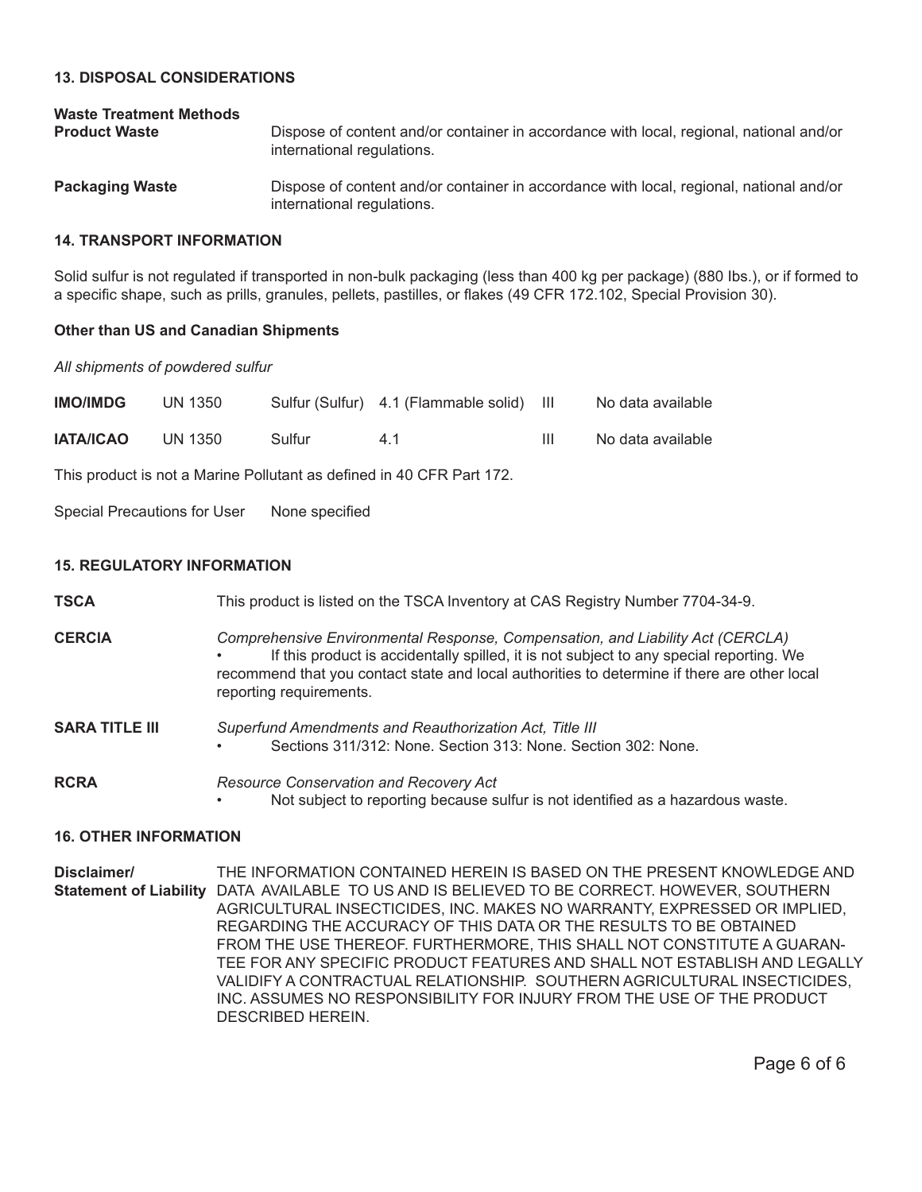## 13. DISPOSAL CONSIDERATIONS

**Waste Treatment Methods**

**Product Waste** Dispose of content and/or container in accordance with local, regional, national and/or international regulations.

**Packaging Waste** Dispose of content and/or container in accordance with local, regional, national and/or international regulations.

## 14. TRANSPORT INFORMATION

Solid sulfur is not regulated if transported in non-bulk packaging (less than 400 kg per package) (880 lbs.), or if formed to a specific shape, such as prills, granules, pellets, pastilles, or flakes (49 CFR 172.102, Special Provision 30).

**Other than US and Canadian Shipments**

*All shipments of powdered sulfur*

| | | | | | |
|---|---|---|---|---|---|
| **IMO/IMDG** | UN 1350 | Sulfur (Sulfur) | 4.1 (Flammable solid) | III | No data available |
| **IATA/ICAO** | UN 1350 | Sulfur | 4.1 | III | No data available |

This product is not a Marine Pollutant as defined in 40 CFR Part 172.

Special Precautions for User None specified

## 15. REGULATORY INFORMATION

**TSCA** This product is listed on the TSCA Inventory at CAS Registry Number 7704-34-9.

**CERCIA** *Comprehensive Environmental Response, Compensation, and Liability Act (CERCLA)*

- If this product is accidentally spilled, it is not subject to any special reporting. We recommend that you contact state and local authorities to determine if there are other local reporting requirements.

**SARA TITLE III** *Superfund Amendments and Reauthorization Act, Title III*

- Sections 311/312: None. Section 313: None. Section 302: None.

**RCRA** *Resource Conservation and Recovery Act*

- Not subject to reporting because sulfur is not identified as a hazardous waste.

## 16. OTHER INFORMATION

**Disclaimer/ Statement of Liability** THE INFORMATION CONTAINED HEREIN IS BASED ON THE PRESENT KNOWLEDGE AND DATA AVAILABLE TO US AND IS BELIEVED TO BE CORRECT. HOWEVER, SOUTHERN AGRICULTURAL INSECTICIDES, INC. MAKES NO WARRANTY, EXPRESSED OR IMPLIED, REGARDING THE ACCURACY OF THIS DATA OR THE RESULTS TO BE OBTAINED FROM THE USE THEREOF. FURTHERMORE, THIS SHALL NOT CONSTITUTE A GUARANTEE FOR ANY SPECIFIC PRODUCT FEATURES AND SHALL NOT ESTABLISH AND LEGALLY VALIDIFY A CONTRACTUAL RELATIONSHIP. SOUTHERN AGRICULTURAL INSECTICIDES, INC. ASSUMES NO RESPONSIBILITY FOR INJURY FROM THE USE OF THE PRODUCT DESCRIBED HEREIN.